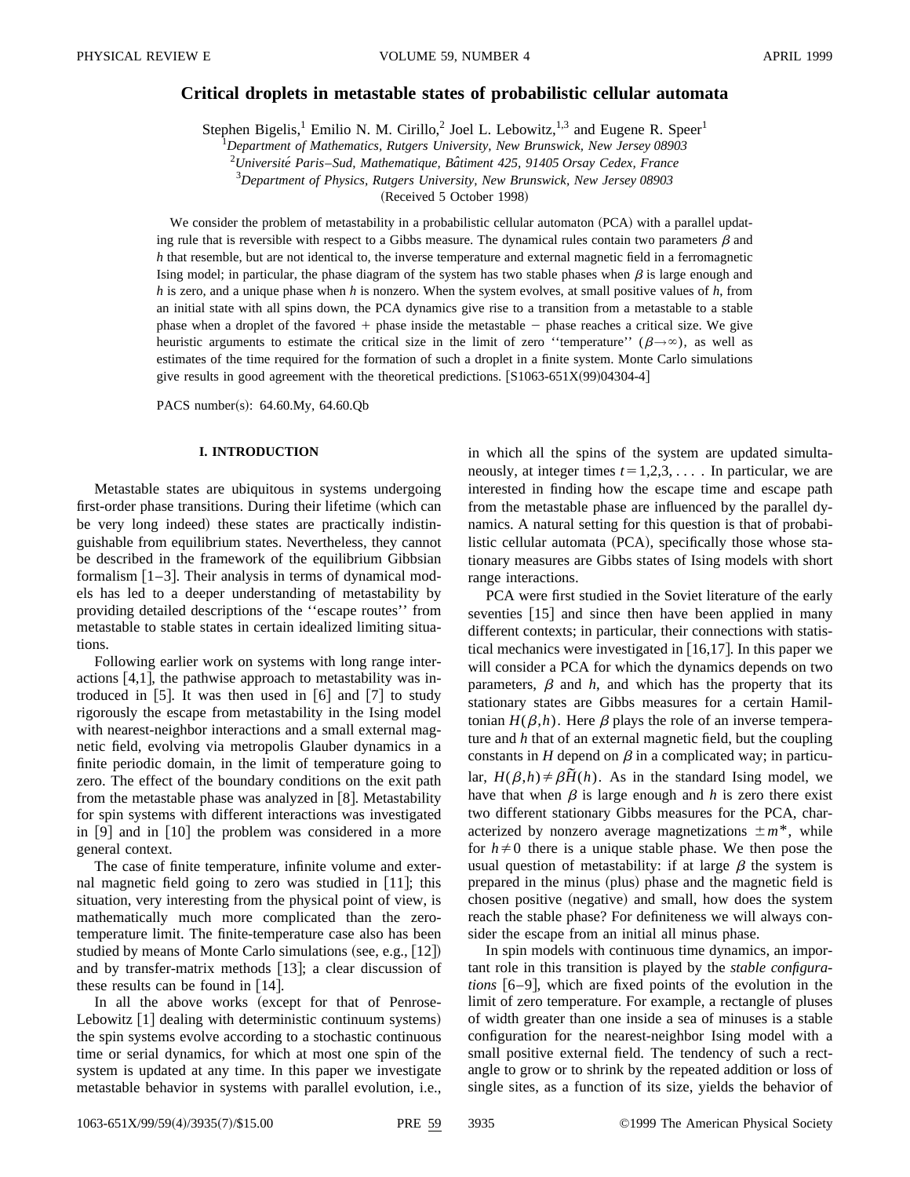# Critical droplets in metastable states of probabilistic cellular automata

Stephen Bigelis,[1] Emilio N. M. Cirillo,[2] Joel L. Lebowitz,[1,3] and Eugene R. Speer[1]

[1]Department of Mathematics, Rutgers University, New Brunswick, New Jersey 08903

[2]Université Paris–Sud, Mathematique, Bâtiment 425, 91405 Orsay Cedex, France

[3]Department of Physics, Rutgers University, New Brunswick, New Jersey 08903

(Received 5 October 1998)

We consider the problem of metastability in a probabilistic cellular automaton (PCA) with a parallel updating rule that is reversible with respect to a Gibbs measure. The dynamical rules contain two parameters $\beta$ and $h$ that resemble, but are not identical to, the inverse temperature and external magnetic field in a ferromagnetic Ising model; in particular, the phase diagram of the system has two stable phases when $\beta$ is large enough and $h$ is zero, and a unique phase when $h$ is nonzero. When the system evolves, at small positive values of $h$, from an initial state with all spins down, the PCA dynamics give rise to a transition from a metastable to a stable phase when a droplet of the favored + phase inside the metastable − phase reaches a critical size. We give heuristic arguments to estimate the critical size in the limit of zero ''temperature'' ($\beta\to\infty$), as well as estimates of the time required for the formation of such a droplet in a finite system. Monte Carlo simulations give results in good agreement with the theoretical predictions. [S1063-651X(99)04304-4]

PACS number(s): 64.60.My, 64.60.Qb

## I. INTRODUCTION

Metastable states are ubiquitous in systems undergoing first-order phase transitions. During their lifetime (which can be very long indeed) these states are practically indistinguishable from equilibrium states. Nevertheless, they cannot be described in the framework of the equilibrium Gibbsian formalism [1–3]. Their analysis in terms of dynamical models has led to a deeper understanding of metastability by providing detailed descriptions of the ''escape routes'' from metastable to stable states in certain idealized limiting situations.

Following earlier work on systems with long range interactions [4,1], the pathwise approach to metastability was introduced in [5]. It was then used in [6] and [7] to study rigorously the escape from metastability in the Ising model with nearest-neighbor interactions and a small external magnetic field, evolving via metropolis Glauber dynamics in a finite periodic domain, in the limit of temperature going to zero. The effect of the boundary conditions on the exit path from the metastable phase was analyzed in [8]. Metastability for spin systems with different interactions was investigated in [9] and in [10] the problem was considered in a more general context.

The case of finite temperature, infinite volume and external magnetic field going to zero was studied in [11]; this situation, very interesting from the physical point of view, is mathematically much more complicated than the zero-temperature limit. The finite-temperature case also has been studied by means of Monte Carlo simulations (see, e.g., [12]) and by transfer-matrix methods [13]; a clear discussion of these results can be found in [14].

In all the above works (except for that of Penrose-Lebowitz [1] dealing with deterministic continuum systems) the spin systems evolve according to a stochastic continuous time or serial dynamics, for which at most one spin of the system is updated at any time. In this paper we investigate metastable behavior in systems with parallel evolution, i.e., in which all the spins of the system are updated simultaneously, at integer times $t=1,2,3,\ldots$. In particular, we are interested in finding how the escape time and escape path from the metastable phase are influenced by the parallel dynamics. A natural setting for this question is that of probabilistic cellular automata (PCA), specifically those whose stationary measures are Gibbs states of Ising models with short range interactions.

PCA were first studied in the Soviet literature of the early seventies [15] and since then have been applied in many different contexts; in particular, their connections with statistical mechanics were investigated in [16,17]. In this paper we will consider a PCA for which the dynamics depends on two parameters, $\beta$ and $h$, and which has the property that its stationary states are Gibbs measures for a certain Hamiltonian $H(\beta,h)$. Here $\beta$ plays the role of an inverse temperature and $h$ that of an external magnetic field, but the coupling constants in $H$ depend on $\beta$ in a complicated way; in particular, $H(\beta,h)\neq\beta\tilde{H}(h)$. As in the standard Ising model, we have that when $\beta$ is large enough and $h$ is zero there exist two different stationary Gibbs measures for the PCA, characterized by nonzero average magnetizations $\pm m^*$, while for $h\neq 0$ there is a unique stable phase. We then pose the usual question of metastability: if at large $\beta$ the system is prepared in the minus (plus) phase and the magnetic field is chosen positive (negative) and small, how does the system reach the stable phase? For definiteness we will always consider the escape from an initial all minus phase.

In spin models with continuous time dynamics, an important role in this transition is played by the *stable configurations* [6–9], which are fixed points of the evolution in the limit of zero temperature. For example, a rectangle of pluses of width greater than one inside a sea of minuses is a stable configuration for the nearest-neighbor Ising model with a small positive external field. The tendency of such a rectangle to grow or to shrink by the repeated addition or loss of single sites, as a function of its size, yields the behavior of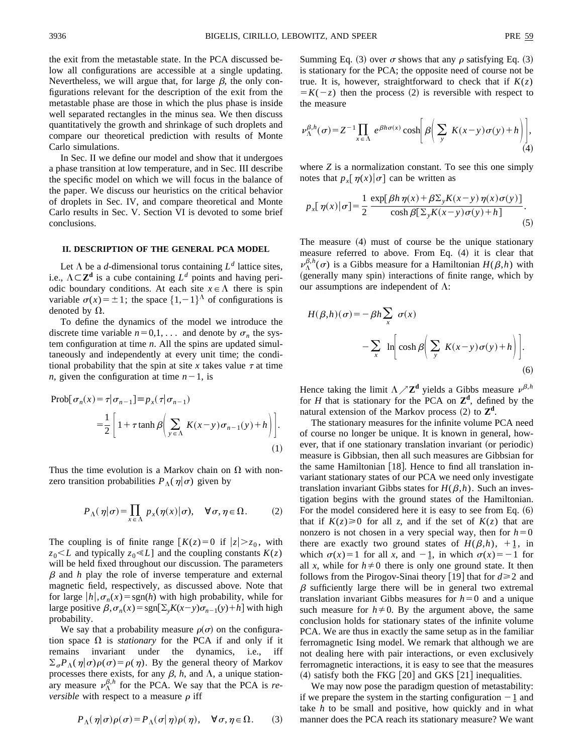the exit from the metastable state. In the PCA discussed below all configurations are accessible at a single updating. Nevertheless, we will argue that, for large $\beta$, the only configurations relevant for the description of the exit from the metastable phase are those in which the plus phase is inside well separated rectangles in the minus sea. We then discuss quantitatively the growth and shrinkage of such droplets and compare our theoretical prediction with results of Monte Carlo simulations.

In Sec. II we define our model and show that it undergoes a phase transition at low temperature, and in Sec. III describe the specific model on which we will focus in the balance of the paper. We discuss our heuristics on the critical behavior of droplets in Sec. IV, and compare theoretical and Monte Carlo results in Sec. V. Section VI is devoted to some brief conclusions.

## II. DESCRIPTION OF THE GENERAL PCA MODEL

Let $\Lambda$ be a $d$-dimensional torus containing $L^d$ lattice sites, i.e., $\Lambda \subset \mathbf{Z^d}$ is a cube containing $L^d$ points and having periodic boundary conditions. At each site $x \in \Lambda$ there is spin variable $\sigma(x) = \pm 1$; the space $\{1,-1\}^\Lambda$ of configurations is denoted by $\Omega$.

To define the dynamics of the model we introduce the discrete time variable $n = 0,1,\dots$ and denote by $\sigma_n$ the system configuration at time $n$. All the spins are updated simultaneously and independently at every unit time; the conditional probability that the spin at site $x$ takes value $\tau$ at time $n$, given the configuration at time $n-1$, is

$$
\begin{aligned}
\mathrm{Prob}[\sigma_n(x) = \tau | \sigma_{n-1}] &\equiv p_x(\tau|\sigma_{n-1}) \\
&= \frac{1}{2}\left[1 + \tau \tanh \beta\left(\sum_{y\in\Lambda} K(x-y)\sigma_{n-1}(y) + h\right)\right].
\end{aligned}
\tag{1}
$$

Thus the time evolution is a Markov chain on $\Omega$ with nonzero transition probabilities $P_\Lambda(\eta|\sigma)$ given by

$$
P_\Lambda(\eta|\sigma) = \prod_{x\in\Lambda} p_x(\eta(x)|\sigma), \quad \forall \sigma, \eta \in \Omega. \tag{2}
$$

The coupling is of finite range [$K(z)=0$ if $|z|>z_0$, with $z_0<L$ and typically $z_0 \ll L$] and the coupling constants $K(z)$ will be held fixed throughout our discussion. The parameters $\beta$ and $h$ play the role of inverse temperature and external magnetic field, respectively, as discussed above. Note that for large $|h|, \sigma_n(x) = \mathrm{sgn}(h)$ with high probability, while for large positive $\beta, \sigma_n(x) = \mathrm{sgn}[\Sigma_y K(x-y)\sigma_{n-1}(y) + h]$ with high probability.

We say that a probability measure $\rho(\sigma)$ on the configuration space $\Omega$ is *stationary* for the PCA if and only if it remains invariant under the dynamics, i.e., iff $\Sigma_\sigma P_\Lambda(\eta|\sigma)\rho(\sigma) = \rho(\eta)$. By the general theory of Markov processes there exists, for any $\beta$, $h$, and $\Lambda$, a unique stationary measure $\nu_\Lambda^{\beta,h}$ for the PCA. We say that the PCA is *reversible* with respect to a measure $\rho$ iff

$$
P_\Lambda(\eta|\sigma)\rho(\sigma) = P_\Lambda(\sigma|\eta)\rho(\eta), \quad \forall \sigma, \eta \in \Omega. \tag{3}
$$

Summing Eq. (3) over $\sigma$ shows that any $\rho$ satisfying Eq. (3) is stationary for the PCA; the opposite need of course not be true. It is, however, straightforward to check that if $K(z) = K(-z)$ then the process (2) is reversible with respect to the measure

$$
\nu_\Lambda^{\beta,h}(\sigma) = Z^{-1} \prod_{x\in\Lambda} e^{\beta h \sigma(x)} \cosh\left[\beta\left(\sum_y K(x-y)\sigma(y) + h\right)\right],
\tag{4}
$$

where $Z$ is a normalization constant. To see this one simply notes that $p_x[\eta(x)|\sigma]$ can be written as

$$
p_x[\eta(x)|\sigma] = \frac{1}{2}\,\frac{\exp[\beta h \eta(x) + \beta \Sigma_y K(x-y)\eta(x)\sigma(y)]}{\cosh \beta[\Sigma_y K(x-y)\sigma(y) + h]}.
\tag{5}
$$

The measure (4) must of course be the unique stationary measure referred to above. From Eq. (4) it is clear that $\nu_\Lambda^{\beta,h}(\sigma)$ is a Gibbs measure for a Hamiltonian $H(\beta,h)$ with (generally many spin) interactions of finite range, which by our assumptions are independent of $\Lambda$:

$$
\begin{aligned}
H(\beta,h)(\sigma) = &-\beta h \sum_x \sigma(x) \\
&- \sum_x \ln\left[\cosh \beta\left(\sum_y K(x-y)\sigma(y) + h\right)\right].
\end{aligned}
\tag{6}
$$

Hence taking the limit $\Lambda \nearrow \mathbf{Z^d}$ yields a Gibbs measure $\nu^{\beta,h}$ for $H$ that is stationary for the PCA on $\mathbf{Z^d}$, defined by the natural extension of the Markov process (2) to $\mathbf{Z^d}$.

The stationary measures for the infinite volume PCA need of course no longer be unique. It is known in general, however, that if one stationary translation invariant (or periodic) measure is Gibbsian, then all such measures are Gibbsian for the same Hamiltonian [18]. Hence to find all translation invariant stationary states of our PCA we need only investigate translation invariant Gibbs states for $H(\beta,h)$. Such an investigation begins with the ground states of the Hamiltonian. For the model considered here it is easy to see from Eq. (6) that if $K(z) \geq 0$ for all $z$, and if the set of $K(z)$ that are nonzero is not chosen in a very special way, then for $h=0$ there are exactly two ground states of $H(\beta,h)$, $+\underline{1}$, in which $\sigma(x)=1$ for all $x$, and $-\underline{1}$, in which $\sigma(x)=-1$ for all $x$, while for $h \neq 0$ there is only one ground state. It then follows from the Pirogov-Sinai theory [19] that for $d \geq 2$ and $\beta$ sufficiently large there will be in general two extremal translation invariant Gibbs measures for $h=0$ and a unique such measure for $h \neq 0$. By the argument above, the same conclusion holds for stationary states of the infinite volume PCA. We are thus in exactly the same setup as in the familiar ferromagnetic Ising model. We remark that although we are not dealing here with pair interactions, or even exclusively ferromagnetic interactions, it is easy to see that the measures (4) satisfy both the FKG [20] and GKS [21] inequalities.

We may now pose the paradigm question of metastability: if we prepare the system in the starting configuration $-\underline{1}$ and take $h$ to be small and positive, how quickly and in what manner does the PCA reach its stationary measure? We want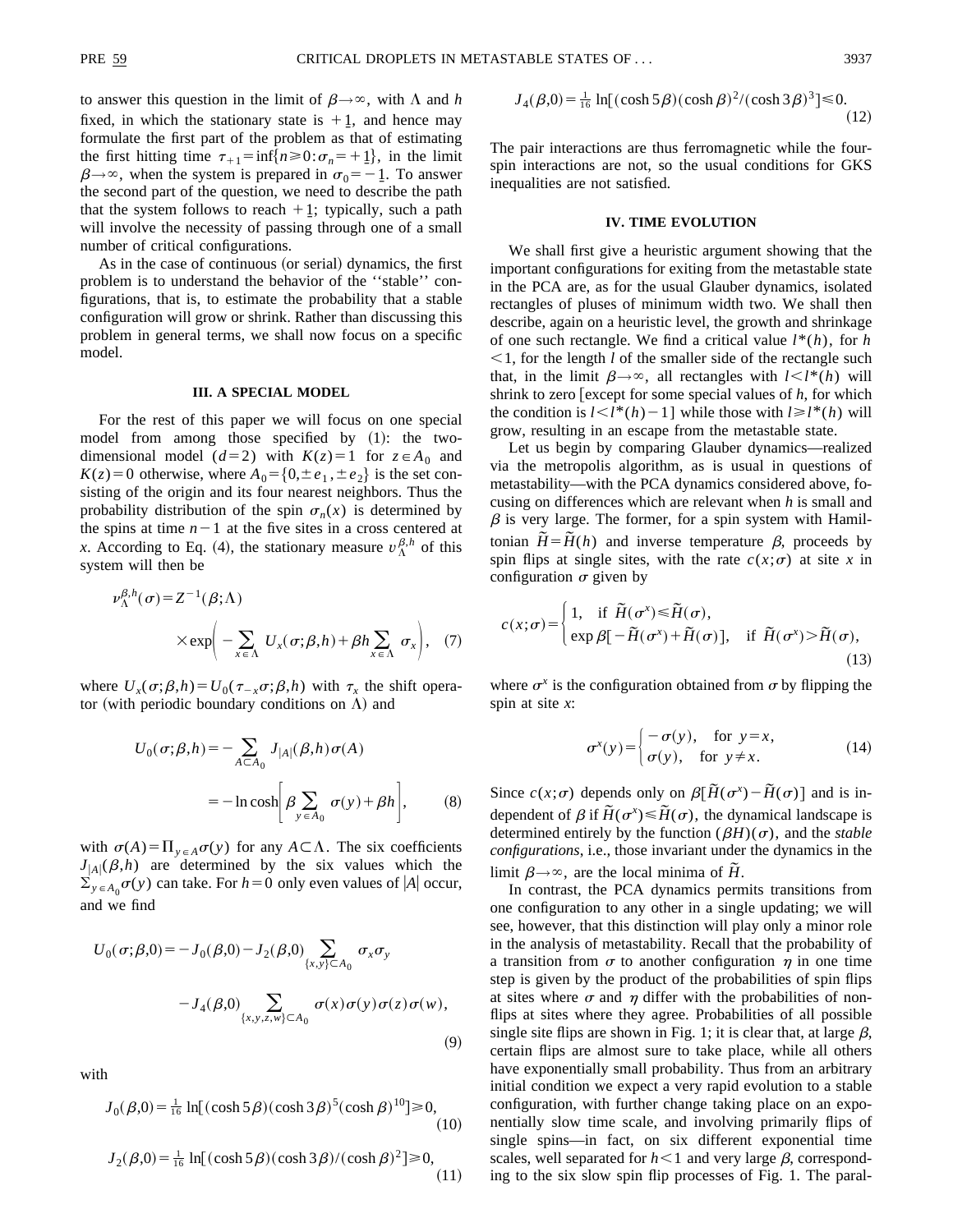to answer this question in the limit of $\beta\to\infty$, with $\Lambda$ and $h$ fixed, in which the stationary state is $+\underline{1}$, and hence may formulate the first part of the problem as that of estimating the first hitting time $\tau_{+1}=\inf\{n\geq 0:\sigma_n=+\underline{1}\}$, in the limit $\beta\to\infty$, when the system is prepared in $\sigma_0=-\underline{1}$. To answer the second part of the question, we need to describe the path that the system follows to reach $+\underline{1}$; typically, such a path will involve the necessity of passing through one of a small number of critical configurations.

As in the case of continuous (or serial) dynamics, the first problem is to understand the behavior of the "stable" configurations, that is, to estimate the probability that a stable configuration will grow or shrink. Rather than discussing this problem in general terms, we shall now focus on a specific model.

## III. A SPECIAL MODEL

For the rest of this paper we will focus on one special model from among those specified by (1): the two-dimensional model ($d=2$) with $K(z)=1$ for $z\in A_0$ and $K(z)=0$ otherwise, where $A_0=\{0,\pm e_1,\pm e_2\}$ is the set consisting of the origin and its four nearest neighbors. Thus the probability distribution of the spin $\sigma_n(x)$ is determined by the spins at time $n-1$ at the five sites in a cross centered at $x$. According to Eq. (4), the stationary measure $\upsilon_\Lambda^{\beta,h}$ of this system will then be

$$\nu_\Lambda^{\beta,h}(\sigma)=Z^{-1}(\beta;\Lambda)\times\exp\left(-\sum_{x\in\Lambda}U_x(\sigma;\beta,h)+\beta h\sum_{x\in\Lambda}\sigma_x\right),\quad(7)$$

where $U_x(\sigma;\beta,h)=U_0(\tau_{-x}\sigma;\beta,h)$ with $\tau_x$ the shift operator (with periodic boundary conditions on $\Lambda$) and

$$U_0(\sigma;\beta,h)=-\sum_{A\subset A_0}J_{|A|}(\beta,h)\sigma(A)=-\ln\cosh\left[\beta\sum_{y\in A_0}\sigma(y)+\beta h\right],\quad(8)$$

with $\sigma(A)=\Pi_{y\in A}\sigma(y)$ for any $A\subset\Lambda$. The six coefficients $J_{|A|}(\beta,h)$ are determined by the six values which the $\Sigma_{y\in A_0}\sigma(y)$ can take. For $h=0$ only even values of $|A|$ occur, and we find

$$U_0(\sigma;\beta,0)=-J_0(\beta,0)-J_2(\beta,0)\sum_{\{x,y\}\subset A_0}\sigma_x\sigma_y-J_4(\beta,0)\sum_{\{x,y,z,w\}\subset A_0}\sigma(x)\sigma(y)\sigma(z)\sigma(w),\quad(9)$$

with

$$J_0(\beta,0)=\tfrac{1}{16}\ln[(\cosh 5\beta)(\cosh 3\beta)^5(\cosh\beta)^{10}]\geq 0,\quad(10)$$

$$J_2(\beta,0)=\tfrac{1}{16}\ln[(\cosh 5\beta)(\cosh 3\beta)/(\cosh\beta)^2]\geq 0,\quad(11)$$

$$J_4(\beta,0)=\tfrac{1}{16}\ln[(\cosh 5\beta)(\cosh\beta)^2/(\cosh 3\beta)^3]\leq 0.\quad(12)$$

The pair interactions are thus ferromagnetic while the four-spin interactions are not, so the usual conditions for GKS inequalities are not satisfied.

## IV. TIME EVOLUTION

We shall first give a heuristic argument showing that the important configurations for exiting from the metastable state in the PCA are, as for the usual Glauber dynamics, isolated rectangles of pluses of minimum width two. We shall then describe, again on a heuristic level, the growth and shrinkage of one such rectangle. We find a critical value $l^*(h)$, for $h<1$, for the length $l$ of the smaller side of the rectangle such that, in the limit $\beta\to\infty$, all rectangles with $l<l^*(h)$ will shrink to zero [except for some special values of $h$, for which the condition is $l<l^*(h)-1$] while those with $l\geq l^*(h)$ will grow, resulting in an escape from the metastable state.

Let us begin by comparing Glauber dynamics—realized via the metropolis algorithm, as is usual in questions of metastability—with the PCA dynamics considered above, focusing on differences which are relevant when $h$ is small and $\beta$ is very large. The former, for a spin system with Hamiltonian $\tilde{H}=\tilde{H}(h)$ and inverse temperature $\beta$, proceeds by spin flips at single sites, with the rate $c(x;\sigma)$ at site $x$ in configuration $\sigma$ given by

$$c(x;\sigma)=\begin{cases}1, & \text{if } \tilde{H}(\sigma^x)\leq\tilde{H}(\sigma),\\ \exp\beta[-\tilde{H}(\sigma^x)+\tilde{H}(\sigma)], & \text{if } \tilde{H}(\sigma^x)>\tilde{H}(\sigma),\end{cases}\quad(13)$$

where $\sigma^x$ is the configuration obtained from $\sigma$ by flipping the spin at site $x$:

$$\sigma^x(y)=\begin{cases}-\sigma(y), & \text{for } y=x,\\ \sigma(y), & \text{for } y\neq x.\end{cases}\quad(14)$$

Since $c(x;\sigma)$ depends only on $\beta[\tilde{H}(\sigma^x)-\tilde{H}(\sigma)]$ and is independent of $\beta$ if $\tilde{H}(\sigma^x)\leq\tilde{H}(\sigma)$, the dynamical landscape is determined entirely by the function $(\beta H)(\sigma)$, and the *stable configurations*, i.e., those invariant under the dynamics in the limit $\beta\to\infty$, are the local minima of $\tilde{H}$.

In contrast, the PCA dynamics permits transitions from one configuration to any other in a single updating; we will see, however, that this distinction will play only a minor role in the analysis of metastability. Recall that the probability of a transition from $\sigma$ to another configuration $\eta$ in one time step is given by the product of the probabilities of spin flips at sites where $\sigma$ and $\eta$ differ with the probabilities of nonflips at sites where they agree. Probabilities of all possible single site flips are shown in Fig. 1; it is clear that, at large $\beta$, certain flips are almost sure to take place, while all others have exponentially small probability. Thus from an arbitrary initial condition we expect a very rapid evolution to a stable configuration, with further change taking place on an exponentially slow time scale, and involving primarily flips of single spins—in fact, on six different exponential time scales, well separated for $h<1$ and very large $\beta$, corresponding to the six slow spin flip processes of Fig. 1. The paral-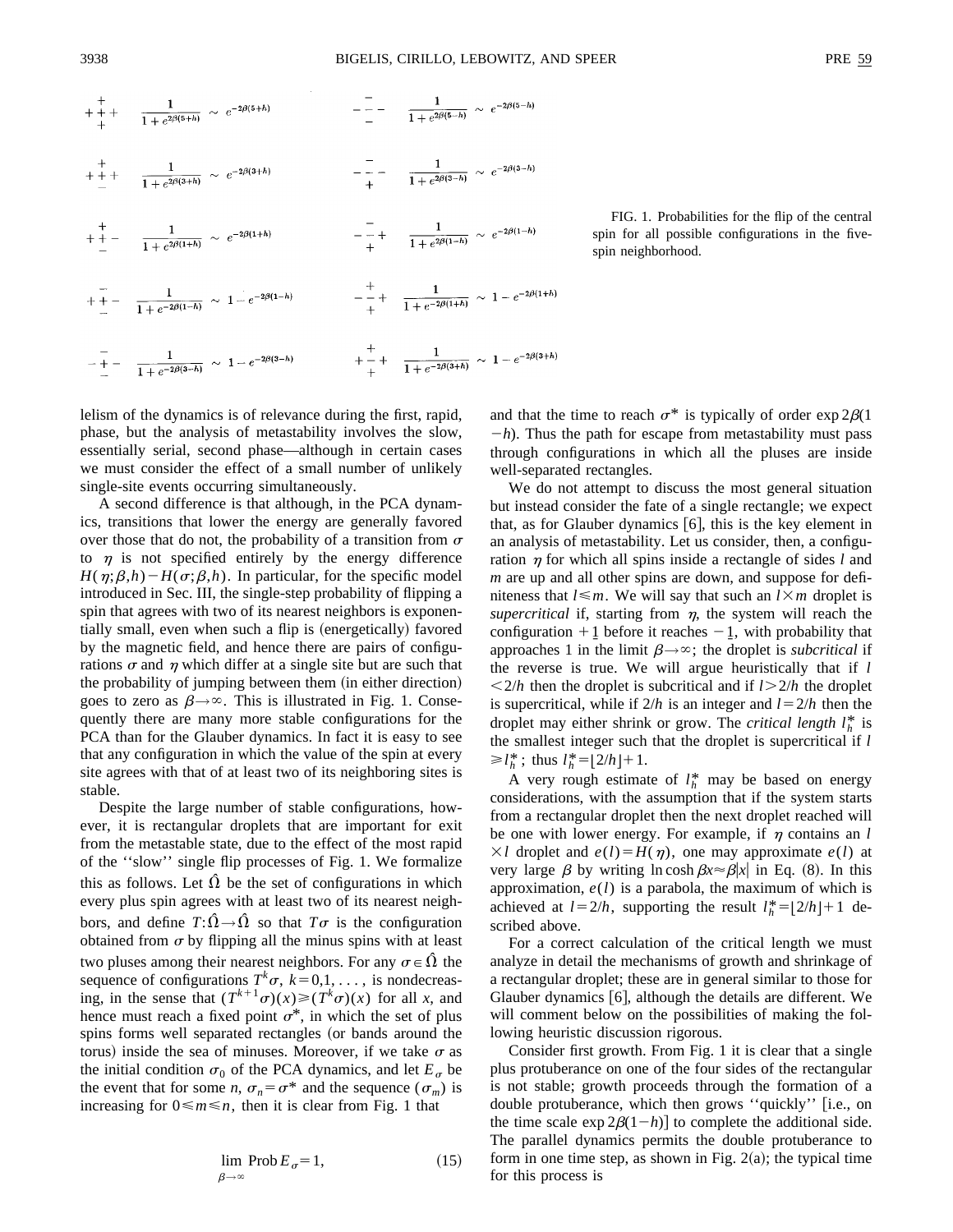| Configuration (top / middle row / bottom) | Flip probability | | Configuration (top / middle row / bottom) | Flip probability |
|---|---|---|---|---|
| + / + + + / + | $\frac{1}{1+e^{2\beta(5+h)}} \sim e^{-2\beta(5+h)}$ | | − / − − − / − | $\frac{1}{1+e^{2\beta(5-h)}} \sim e^{-2\beta(5-h)}$ |
| + / + + + / − | $\frac{1}{1+e^{2\beta(3+h)}} \sim e^{-2\beta(3+h)}$ | | − / − − − / + | $\frac{1}{1+e^{2\beta(3-h)}} \sim e^{-2\beta(3-h)}$ |
| + / + + − / − | $\frac{1}{1+e^{2\beta(1+h)}} \sim e^{-2\beta(1+h)}$ | | − / − − + / + | $\frac{1}{1+e^{2\beta(1-h)}} \sim e^{-2\beta(1-h)}$ |
| − / + + − / − | $\frac{1}{1+e^{-2\beta(1-h)}} \sim 1-e^{-2\beta(1-h)}$ | | + / − − + / + | $\frac{1}{1+e^{-2\beta(1+h)}} \sim 1-e^{-2\beta(1+h)}$ |
| − / − + − / − | $\frac{1}{1+e^{-2\beta(3-h)}} \sim 1-e^{-2\beta(3-h)}$ | | + / + − + / + | $\frac{1}{1+e^{-2\beta(3+h)}} \sim 1-e^{-2\beta(3+h)}$ |

FIG. 1. Probabilities for the flip of the central spin for all possible configurations in the five-spin neighborhood.

lelism of the dynamics is of relevance during the first, rapid, phase, but the analysis of metastability involves the slow, essentially serial, second phase—although in certain cases we must consider the effect of a small number of unlikely single-site events occurring simultaneously.

A second difference is that although, in the PCA dynamics, transitions that lower the energy are generally favored over those that do not, the probability of a transition from $\sigma$ to $\eta$ is not specified entirely by the energy difference $H(\eta;\beta,h)-H(\sigma;\beta,h)$. In particular, for the specific model introduced in Sec. III, the single-step probability of flipping a spin that agrees with two of its nearest neighbors is exponentially small, even when such a flip is (energetically) favored by the magnetic field, and hence there are pairs of configurations $\sigma$ and $\eta$ which differ at a single site but are such that the probability of jumping between them (in either direction) goes to zero as $\beta\to\infty$. This is illustrated in Fig. 1. Consequently there are many more stable configurations for the PCA than for the Glauber dynamics. In fact it is easy to see that any configuration in which the value of the spin at every site agrees with that of at least two of its neighboring sites is stable.

Despite the large number of stable configurations, however, it is rectangular droplets that are important for exit from the metastable state, due to the effect of the most rapid of the "slow" single flip processes of Fig. 1. We formalize this as follows. Let $\hat{\Omega}$ be the set of configurations in which every plus spin agrees with at least two of its nearest neighbors, and define $T:\hat{\Omega}\to\hat{\Omega}$ so that $T\sigma$ is the configuration obtained from $\sigma$ by flipping all the minus spins with at least two pluses among their nearest neighbors. For any $\sigma\in\hat{\Omega}$ the sequence of configurations $T^k\sigma$, $k=0,1,\ldots$, is nondecreasing, in the sense that $(T^{k+1}\sigma)(x)\geq(T^k\sigma)(x)$ for all $x$, and hence must reach a fixed point $\sigma^*$, in which the set of plus spins forms well separated rectangles (or bands around the torus) inside the sea of minuses. Moreover, if we take $\sigma$ as the initial condition $\sigma_0$ of the PCA dynamics, and let $E_\sigma$ be the event that for some $n$, $\sigma_n=\sigma^*$ and the sequence $(\sigma_m)$ is increasing for $0\leq m\leq n$, then it is clear from Fig. 1 that

$$\lim_{\beta\to\infty}\text{Prob}\,E_\sigma=1, \tag{15}$$

and that the time to reach $\sigma^*$ is typically of order $\exp 2\beta(1-h)$. Thus the path for escape from metastability must pass through configurations in which all the pluses are inside well-separated rectangles.

We do not attempt to discuss the most general situation but instead consider the fate of a single rectangle; we expect that, as for Glauber dynamics [6], this is the key element in an analysis of metastability. Let us consider, then, a configuration $\eta$ for which all spins inside a rectangle of sides $l$ and $m$ are up and all other spins are down, and suppose for definiteness that $l\leq m$. We will say that such an $l\times m$ droplet is *supercritical* if, starting from $\eta$, the system will reach the configuration $+\underline{1}$ before it reaches $-\underline{1}$, with probability that approaches 1 in the limit $\beta\to\infty$; the droplet is *subcritical* if the reverse is true. We will argue heuristically that if $l<2/h$ then the droplet is subcritical and if $l>2/h$ the droplet is supercritical, while if $2/h$ is an integer and $l=2/h$ then the droplet may either shrink or grow. The *critical length* $l_h^*$ is the smallest integer such that the droplet is supercritical if $l\geq l_h^*$; thus $l_h^*=\lfloor 2/h\rfloor+1$.

A very rough estimate of $l_h^*$ may be based on energy considerations, with the assumption that if the system starts from a rectangular droplet then the next droplet reached will be one with lower energy. For example, if $\eta$ contains an $l\times l$ droplet and $e(l)=H(\eta)$, one may approximate $e(l)$ at very large $\beta$ by writing $\ln\cosh\beta x\approx\beta|x|$ in Eq. (8). In this approximation, $e(l)$ is a parabola, the maximum of which is achieved at $l=2/h$, supporting the result $l_h^*=\lfloor 2/h\rfloor+1$ described above.

For a correct calculation of the critical length we must analyze in detail the mechanisms of growth and shrinkage of a rectangular droplet; these are in general similar to those for Glauber dynamics [6], although the details are different. We will comment below on the possibilities of making the following heuristic discussion rigorous.

Consider first growth. From Fig. 1 it is clear that a single plus protuberance on one of the four sides of the rectangular is not stable; growth proceeds through the formation of a double protuberance, which then grows "quickly" [i.e., on the time scale $\exp 2\beta(1-h)$] to complete the additional side. The parallel dynamics permits the double protuberance to form in one time step, as shown in Fig. 2(a); the typical time for this process is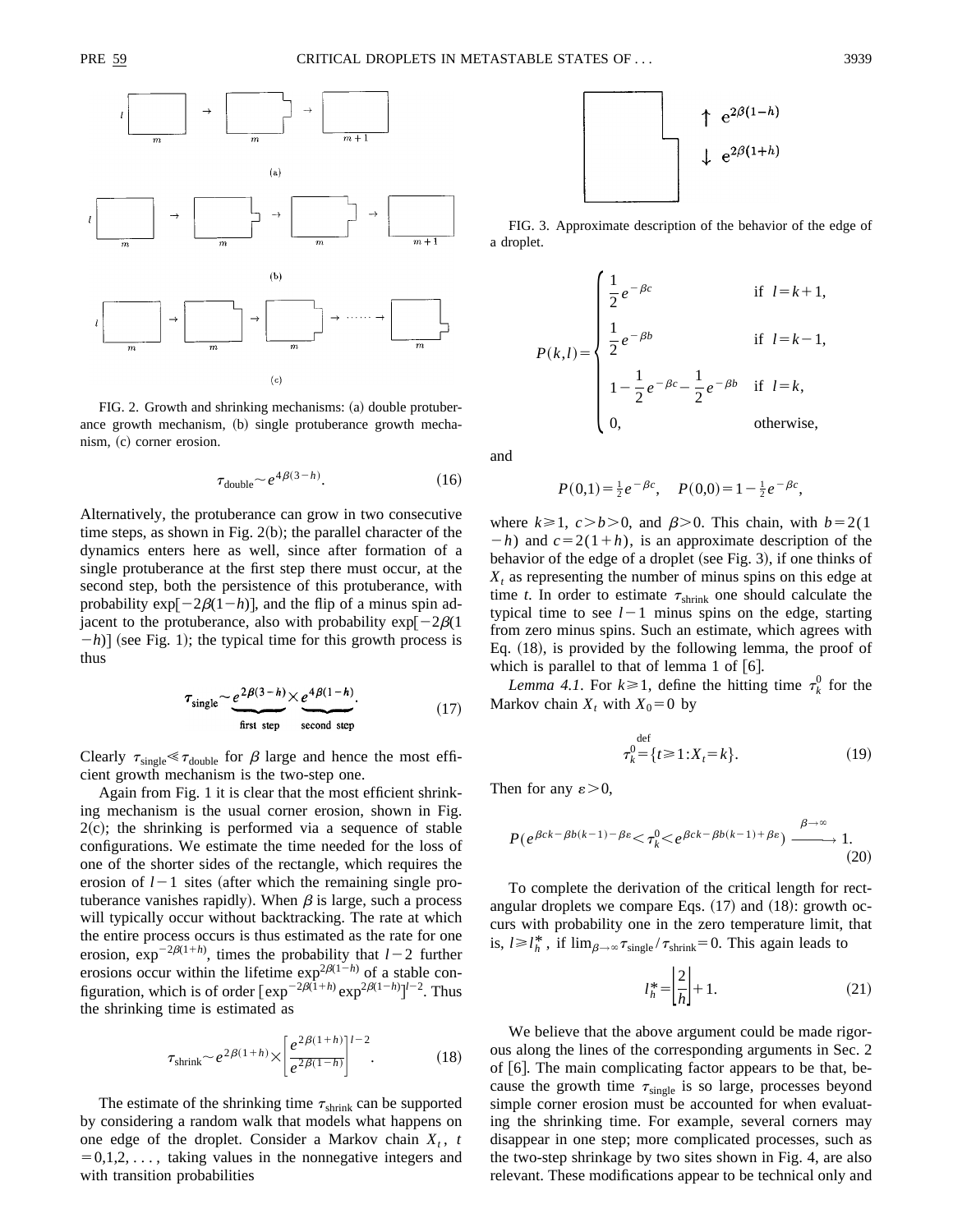FIG. 2. Growth and shrinking mechanisms: (a) double protuberance growth mechanism, (b) single protuberance growth mechanism, (c) corner erosion.

$$\tau_{\text{double}} \sim e^{4\beta(3-h)}. \tag{16}$$

Alternatively, the protuberance can grow in two consecutive time steps, as shown in Fig. 2(b); the parallel character of the dynamics enters here as well, since after formation of a single protuberance at the first step there must occur, at the second step, both the persistence of this protuberance, with probability $\exp[-2\beta(1-h)]$, and the flip of a minus spin adjacent to the protuberance, also with probability $\exp[-2\beta(1-h)]$ (see Fig. 1); the typical time for this growth process is thus

$$\tau_{\text{single}} \sim \underbrace{e^{2\beta(3-h)}}_{\text{first step}} \times \underbrace{e^{4\beta(1-h)}}_{\text{second step}}. \tag{17}$$

Clearly $\tau_{\text{single}} \ll \tau_{\text{double}}$ for $\beta$ large and hence the most efficient growth mechanism is the two-step one.

Again from Fig. 1 it is clear that the most efficient shrinking mechanism is the usual corner erosion, shown in Fig. 2(c); the shrinking is performed via a sequence of stable configurations. We estimate the time needed for the loss of one of the shorter sides of the rectangle, which requires the erosion of $l-1$ sites (after which the remaining single protuberance vanishes rapidly). When $\beta$ is large, such a process will typically occur without backtracking. The rate at which the entire process occurs is thus estimated as the rate for one erosion, $\exp^{-2\beta(1+h)}$, times the probability that $l-2$ further erosions occur within the lifetime $\exp^{2\beta(1-h)}$ of a stable configuration, which is of order $[\exp^{-2\beta(1+h)}\exp^{2\beta(1-h)}]^{l-2}$. Thus the shrinking time is estimated as

$$\tau_{\text{shrink}} \sim e^{2\beta(1+h)} \times \left[\frac{e^{2\beta(1+h)}}{e^{2\beta(1-h)}}\right]^{l-2}. \tag{18}$$

The estimate of the shrinking time $\tau_{\text{shrink}}$ can be supported by considering a random walk that models what happens on one edge of the droplet. Consider a Markov chain $X_t$, $t = 0,1,2,\ldots$, taking values in the nonnegative integers and with transition probabilities

FIG. 3. Approximate description of the behavior of the edge of a droplet.

$$P(k,l) = \begin{cases} \frac{1}{2}e^{-\beta c} & \text{if } l=k+1, \\ \frac{1}{2}e^{-\beta b} & \text{if } l=k-1, \\ 1-\frac{1}{2}e^{-\beta c}-\frac{1}{2}e^{-\beta b} & \text{if } l=k, \\ 0, & \text{otherwise,} \end{cases}$$

and

$$P(0,1) = \tfrac{1}{2}e^{-\beta c}, \quad P(0,0) = 1-\tfrac{1}{2}e^{-\beta c},$$

where $k \geq 1$, $c > b > 0$, and $\beta > 0$. This chain, with $b = 2(1-h)$ and $c = 2(1+h)$, is an approximate description of the behavior of the edge of a droplet (see Fig. 3), if one thinks of $X_t$ as representing the number of minus spins on this edge at time $t$. In order to estimate $\tau_{\text{shrink}}$ one should calculate the typical time to see $l-1$ minus spins on the edge, starting from zero minus spins. Such an estimate, which agrees with Eq. (18), is provided by the following lemma, the proof of which is parallel to that of lemma 1 of [6].

*Lemma 4.1.* For $k \geq 1$, define the hitting time $\tau_k^0$ for the Markov chain $X_t$ with $X_0 = 0$ by

$$\tau_k^0 \stackrel{\text{def}}{=} \{t \geq 1 : X_t = k\}. \tag{19}$$

Then for any $\varepsilon > 0$,

$$P(e^{\beta ck - \beta b(k-1) - \beta\varepsilon} < \tau_k^0 < e^{\beta ck - \beta b(k-1) + \beta\varepsilon}) \xrightarrow{\beta \to \infty} 1. \tag{20}$$

To complete the derivation of the critical length for rectangular droplets we compare Eqs. (17) and (18): growth occurs with probability one in the zero temperature limit, that is, $l \geq l_h^*$, if $\lim_{\beta\to\infty} \tau_{\text{single}}/\tau_{\text{shrink}} = 0$. This again leads to

$$l_h^* = \left\lfloor \frac{2}{h} \right\rfloor + 1. \tag{21}$$

We believe that the above argument could be made rigorous along the lines of the corresponding arguments in Sec. 2 of [6]. The main complicating factor appears to be that, because the growth time $\tau_{\text{single}}$ is so large, processes beyond simple corner erosion must be accounted for when evaluating the shrinking time. For example, several corners may disappear in one step; more complicated processes, such as the two-step shrinkage by two sites shown in Fig. 4, are also relevant. These modifications appear to be technical only and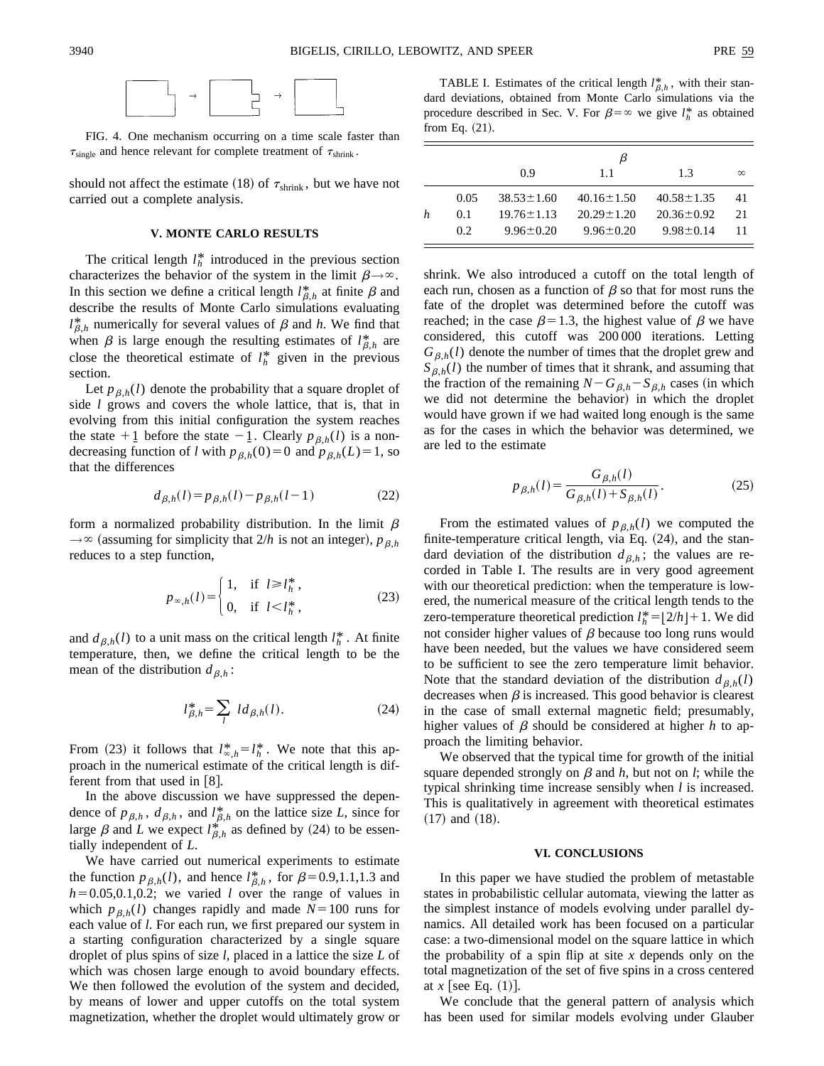FIG. 4. One mechanism occurring on a time scale faster than $\tau_{\mathrm{single}}$ and hence relevant for complete treatment of $\tau_{\mathrm{shrink}}$.

should not affect the estimate (18) of $\tau_{\mathrm{shrink}}$, but we have not carried out a complete analysis.

## V. MONTE CARLO RESULTS

The critical length $l_h^*$ introduced in the previous section characterizes the behavior of the system in the limit $\beta\to\infty$. In this section we define a critical length $l_{\beta,h}^*$ at finite $\beta$ and describe the results of Monte Carlo simulations evaluating $l_{\beta,h}^*$ numerically for several values of $\beta$ and $h$. We find that when $\beta$ is large enough the resulting estimates of $l_{\beta,h}^*$ are close the theoretical estimate of $l_h^*$ given in the previous section.

Let $p_{\beta,h}(l)$ denote the probability that a square droplet of side $l$ grows and covers the whole lattice, that is, that in evolving from this initial configuration the system reaches the state $+\underline{1}$ before the state $-\underline{1}$. Clearly $p_{\beta,h}(l)$ is a nondecreasing function of $l$ with $p_{\beta,h}(0)=0$ and $p_{\beta,h}(L)=1$, so that the differences

$$d_{\beta,h}(l)=p_{\beta,h}(l)-p_{\beta,h}(l-1) \tag{22}$$

form a normalized probability distribution. In the limit $\beta\to\infty$ (assuming for simplicity that $2/h$ is not an integer), $p_{\beta,h}$ reduces to a step function,

$$p_{\infty,h}(l)=\begin{cases}1, & \text{if } l\geq l_h^*,\\ 0, & \text{if } l<l_h^*,\end{cases} \tag{23}$$

and $d_{\beta,h}(l)$ to a unit mass on the critical length $l_h^*$. At finite temperature, then, we define the critical length to be the mean of the distribution $d_{\beta,h}$:

$$l_{\beta,h}^*=\sum_l \, l d_{\beta,h}(l). \tag{24}$$

From (23) it follows that $l_{\infty,h}^*=l_h^*$. We note that this approach in the numerical estimate of the critical length is different from that used in [8].

In the above discussion we have suppressed the dependence of $p_{\beta,h}$, $d_{\beta,h}$, and $l_{\beta,h}^*$ on the lattice size $L$, since for large $\beta$ and $L$ we expect $l_{\beta,h}^*$ as defined by (24) to be essentially independent of $L$.

We have carried out numerical experiments to estimate the function $p_{\beta,h}(l)$, and hence $l_{\beta,h}^*$, for $\beta=0.9,1.1,1.3$ and $h=0.05,0.1,0.2$; we varied $l$ over the range of values in which $p_{\beta,h}(l)$ changes rapidly and made $N=100$ runs for each value of $l$. For each run, we first prepared our system in a starting configuration characterized by a single square droplet of plus spins of size $l$, placed in a lattice the size $L$ of which was chosen large enough to avoid boundary effects. We then followed the evolution of the system and decided, by means of lower and upper cutoffs on the total system magnetization, whether the droplet would ultimately grow or shrink. We also introduced a cutoff on the total length of each run, chosen as a function of $\beta$ so that for most runs the fate of the droplet was determined before the cutoff was reached; in the case $\beta=1.3$, the highest value of $\beta$ we have considered, this cutoff was 200 000 iterations. Letting $G_{\beta,h}(l)$ denote the number of times that the droplet grew and $S_{\beta,h}(l)$ the number of times that it shrank, and assuming that the fraction of the remaining $N-G_{\beta,h}-S_{\beta,h}$ cases (in which we did not determine the behavior) in which the droplet would have grown if we had waited long enough is the same as for the cases in which the behavior was determined, we are led to the estimate

$$p_{\beta,h}(l)=\frac{G_{\beta,h}(l)}{G_{\beta,h}(l)+S_{\beta,h}(l)}. \tag{25}$$

TABLE I. Estimates of the critical length $l_{\beta,h}^*$, with their standard deviations, obtained from Monte Carlo simulations via the procedure described in Sec. V. For $\beta=\infty$ we give $l_h^*$ as obtained from Eq. (21).

| | | $\beta$ | | | |
|---|---|---|---|---|---|
| | | 0.9 | 1.1 | 1.3 | $\infty$ |
| $h$ | 0.05 | $38.53\pm1.60$ | $40.16\pm1.50$ | $40.58\pm1.35$ | 41 |
| | 0.1 | $19.76\pm1.13$ | $20.29\pm1.20$ | $20.36\pm0.92$ | 21 |
| | 0.2 | $9.96\pm0.20$ | $9.96\pm0.20$ | $9.98\pm0.14$ | 11 |

From the estimated values of $p_{\beta,h}(l)$ we computed the finite-temperature critical length, via Eq. (24), and the standard deviation of the distribution $d_{\beta,h}$; the values are recorded in Table I. The results are in very good agreement with our theoretical prediction: when the temperature is lowered, the numerical measure of the critical length tends to the zero-temperature theoretical prediction $l_h^*=\lfloor 2/h\rfloor+1$. We did not consider higher values of $\beta$ because too long runs would have been needed, but the values we have considered seem to be sufficient to see the zero temperature limit behavior. Note that the standard deviation of the distribution $d_{\beta,h}(l)$ decreases when $\beta$ is increased. This good behavior is clearest in the case of small external magnetic field; presumably, higher values of $\beta$ should be considered at higher $h$ to approach the limiting behavior.

We observed that the typical time for growth of the initial square depended strongly on $\beta$ and $h$, but not on $l$; while the typical shrinking time increase sensibly when $l$ is increased. This is qualitatively in agreement with theoretical estimates (17) and (18).

## VI. CONCLUSIONS

In this paper we have studied the problem of metastable states in probabilistic cellular automata, viewing the latter as the simplest instance of models evolving under parallel dynamics. All detailed work has been focused on a particular case: a two-dimensional model on the square lattice in which the probability of a spin flip at site $x$ depends only on the total magnetization of the set of five spins in a cross centered at $x$ [see Eq. (1)].

We conclude that the general pattern of analysis which has been used for similar models evolving under Glauber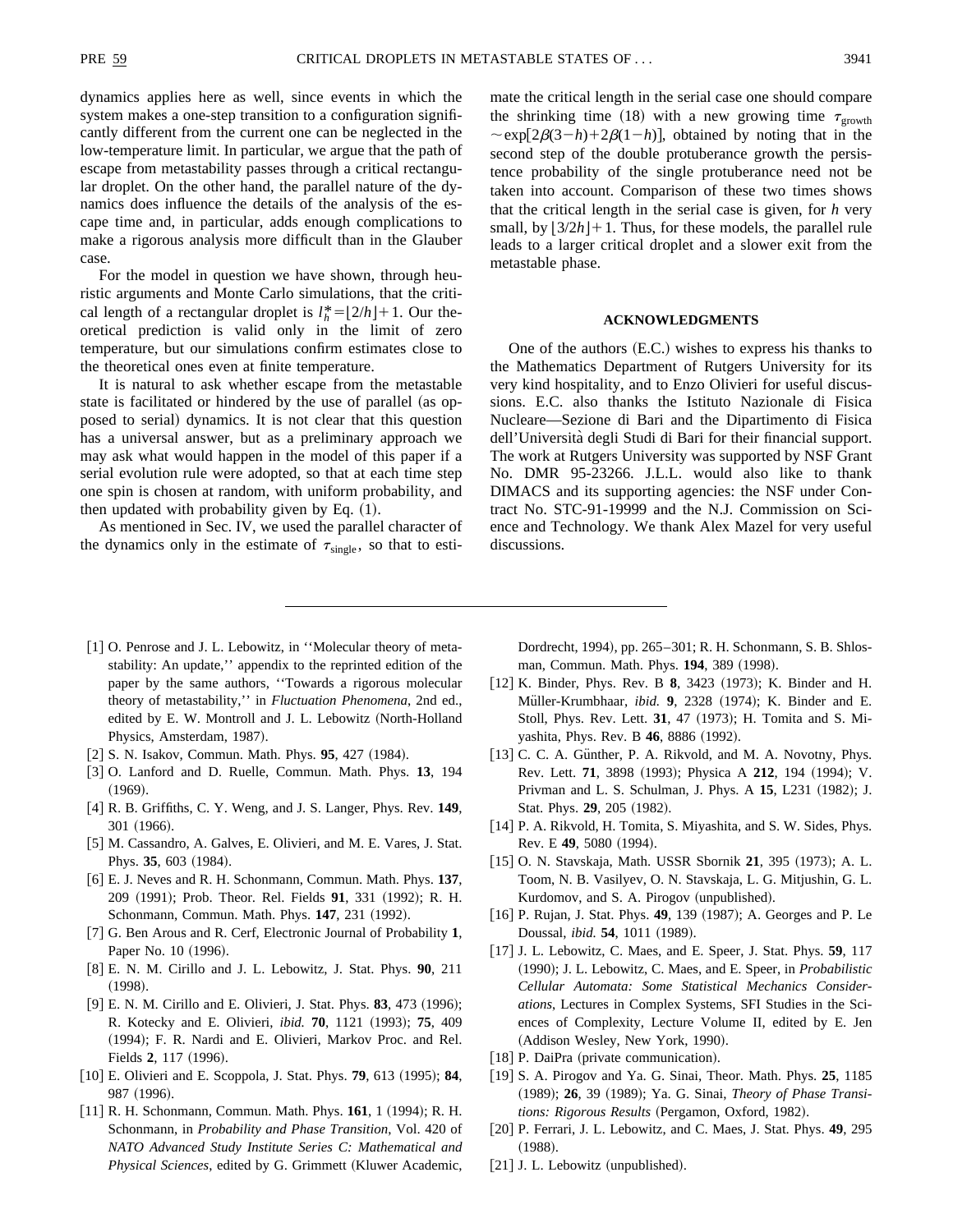dynamics applies here as well, since events in which the system makes a one-step transition to a configuration significantly different from the current one can be neglected in the low-temperature limit. In particular, we argue that the path of escape from metastability passes through a critical rectangular droplet. On the other hand, the parallel nature of the dynamics does influence the details of the analysis of the escape time and, in particular, adds enough complications to make a rigorous analysis more difficult than in the Glauber case.

For the model in question we have shown, through heuristic arguments and Monte Carlo simulations, that the critical length of a rectangular droplet is $l_h^* = \lfloor 2/h \rfloor + 1$. Our theoretical prediction is valid only in the limit of zero temperature, but our simulations confirm estimates close to the theoretical ones even at finite temperature.

It is natural to ask whether escape from the metastable state is facilitated or hindered by the use of parallel (as opposed to serial) dynamics. It is not clear that this question has a universal answer, but as a preliminary approach we may ask what would happen in the model of this paper if a serial evolution rule were adopted, so that at each time step one spin is chosen at random, with uniform probability, and then updated with probability given by Eq. (1).

As mentioned in Sec. IV, we used the parallel character of the dynamics only in the estimate of $\tau_{\text{single}}$, so that to estimate the critical length in the serial case one should compare the shrinking time (18) with a new growing time $\tau_{\text{growth}} \sim \exp[2\beta(3-h)+2\beta(1-h)]$, obtained by noting that in the second step of the double protuberance growth the persistence probability of the single protuberance need not be taken into account. Comparison of these two times shows that the critical length in the serial case is given, for $h$ very small, by $\lfloor 3/2h \rfloor + 1$. Thus, for these models, the parallel rule leads to a larger critical droplet and a slower exit from the metastable phase.

## ACKNOWLEDGMENTS

One of the authors (E.C.) wishes to express his thanks to the Mathematics Department of Rutgers University for its very kind hospitality, and to Enzo Olivieri for useful discussions. E.C. also thanks the Istituto Nazionale di Fisica Nucleare—Sezione di Bari and the Dipartimento di Fisica dell'Università degli Studi di Bari for their financial support. The work at Rutgers University was supported by NSF Grant No. DMR 95-23266. J.L.L. would also like to thank DIMACS and its supporting agencies: the NSF under Contract No. STC-91-19999 and the N.J. Commission on Science and Technology. We thank Alex Mazel for very useful discussions.

---

[1] O. Penrose and J. L. Lebowitz, in "Molecular theory of metastability: An update," appendix to the reprinted edition of the paper by the same authors, "Towards a rigorous molecular theory of metastability," in *Fluctuation Phenomena*, 2nd ed., edited by E. W. Montroll and J. L. Lebowitz (North-Holland Physics, Amsterdam, 1987).

[2] S. N. Isakov, Commun. Math. Phys. **95**, 427 (1984).

[3] O. Lanford and D. Ruelle, Commun. Math. Phys. **13**, 194 (1969).

[4] R. B. Griffiths, C. Y. Weng, and J. S. Langer, Phys. Rev. **149**, 301 (1966).

[5] M. Cassandro, A. Galves, E. Olivieri, and M. E. Vares, J. Stat. Phys. **35**, 603 (1984).

[6] E. J. Neves and R. H. Schonmann, Commun. Math. Phys. **137**, 209 (1991); Prob. Theor. Rel. Fields **91**, 331 (1992); R. H. Schonmann, Commun. Math. Phys. **147**, 231 (1992).

[7] G. Ben Arous and R. Cerf, Electronic Journal of Probability **1**, Paper No. 10 (1996).

[8] E. N. M. Cirillo and J. L. Lebowitz, J. Stat. Phys. **90**, 211 (1998).

[9] E. N. M. Cirillo and E. Olivieri, J. Stat. Phys. **83**, 473 (1996); R. Kotecky and E. Olivieri, *ibid.* **70**, 1121 (1993); **75**, 409 (1994); F. R. Nardi and E. Olivieri, Markov Proc. and Rel. Fields **2**, 117 (1996).

[10] E. Olivieri and E. Scoppola, J. Stat. Phys. **79**, 613 (1995); **84**, 987 (1996).

[11] R. H. Schonmann, Commun. Math. Phys. **161**, 1 (1994); R. H. Schonmann, in *Probability and Phase Transition*, Vol. 420 of *NATO Advanced Study Institute Series C: Mathematical and Physical Sciences*, edited by G. Grimmett (Kluwer Academic, Dordrecht, 1994), pp. 265–301; R. H. Schonmann, S. B. Shlosman, Commun. Math. Phys. **194**, 389 (1998).

[12] K. Binder, Phys. Rev. B **8**, 3423 (1973); K. Binder and H. Müller-Krumbhaar, *ibid.* **9**, 2328 (1974); K. Binder and E. Stoll, Phys. Rev. Lett. **31**, 47 (1973); H. Tomita and S. Miyashita, Phys. Rev. B **46**, 8886 (1992).

[13] C. C. A. Günther, P. A. Rikvold, and M. A. Novotny, Phys. Rev. Lett. **71**, 3898 (1993); Physica A **212**, 194 (1994); V. Privman and L. S. Schulman, J. Phys. A **15**, L231 (1982); J. Stat. Phys. **29**, 205 (1982).

[14] P. A. Rikvold, H. Tomita, S. Miyashita, and S. W. Sides, Phys. Rev. E **49**, 5080 (1994).

[15] O. N. Stavskaja, Math. USSR Sbornik **21**, 395 (1973); A. L. Toom, N. B. Vasilyev, O. N. Stavskaja, L. G. Mitjushin, G. L. Kurdomov, and S. A. Pirogov (unpublished).

[16] P. Rujan, J. Stat. Phys. **49**, 139 (1987); A. Georges and P. Le Doussal, *ibid.* **54**, 1011 (1989).

[17] J. L. Lebowitz, C. Maes, and E. Speer, J. Stat. Phys. **59**, 117 (1990); J. L. Lebowitz, C. Maes, and E. Speer, in *Probabilistic Cellular Automata: Some Statistical Mechanics Considerations*, Lectures in Complex Systems, SFI Studies in the Sciences of Complexity, Lecture Volume II, edited by E. Jen (Addison Wesley, New York, 1990).

[18] P. DaiPra (private communication).

[19] S. A. Pirogov and Ya. G. Sinai, Theor. Math. Phys. **25**, 1185 (1989); **26**, 39 (1989); Ya. G. Sinai, *Theory of Phase Transitions: Rigorous Results* (Pergamon, Oxford, 1982).

[20] P. Ferrari, J. L. Lebowitz, and C. Maes, J. Stat. Phys. **49**, 295 (1988).

[21] J. L. Lebowitz (unpublished).